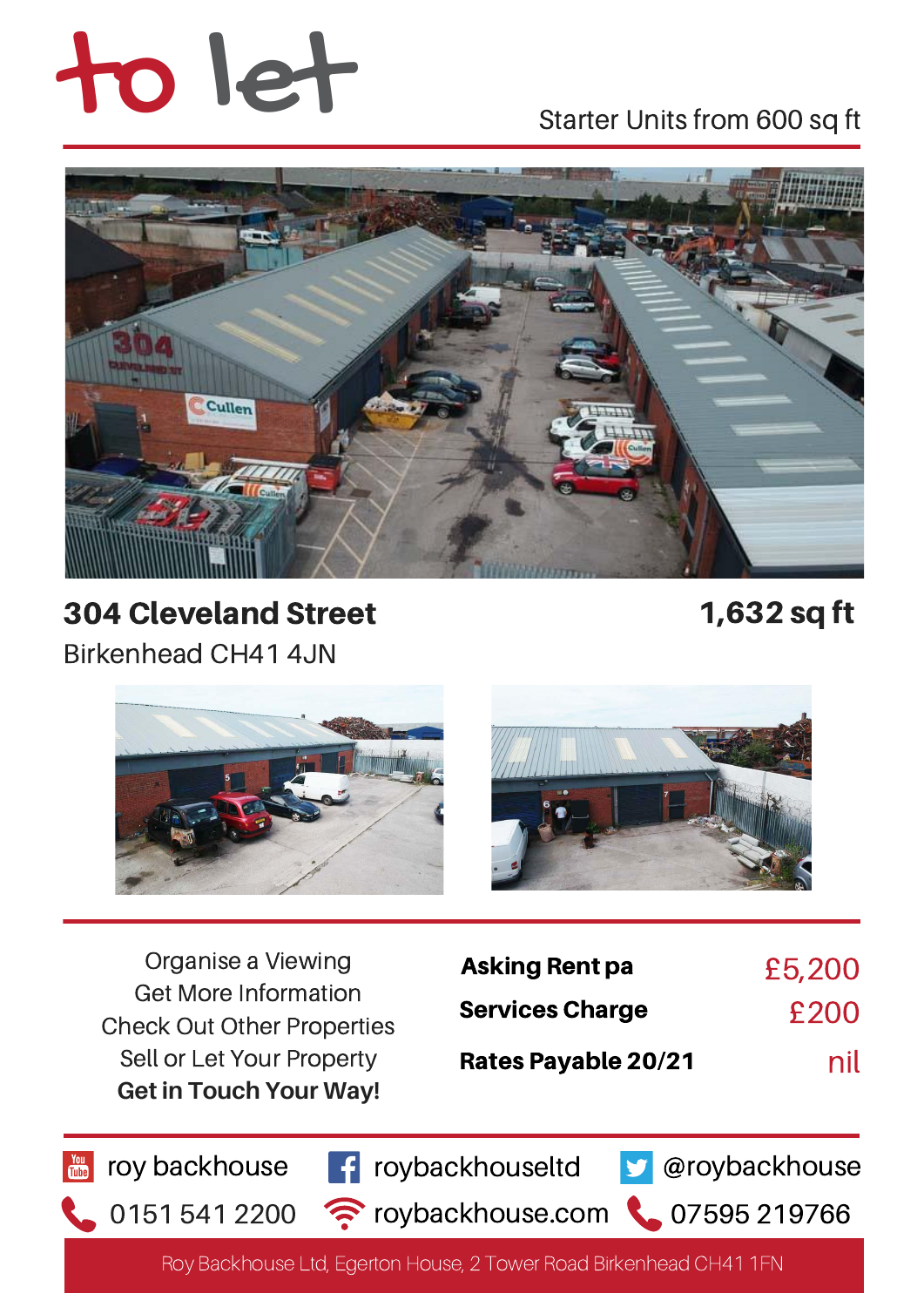# to let

Starter Units from 600 sq ft

## 304 Cleveland Street

Birkenhead CH41 4JN

**1,632 sq ft**

Organise a Viewing
Get More Information
Check Out Other Properties
Sell or Let Your Property
**Get in Touch Your Way!**

| | |
|---|---|
| **Asking Rent pa** | £5,200 |
| **Services Charge** | £200 |
| **Rates Payable 20/21** | nil |

roy backhouse | roybackhouseltd | @roybackhouse

0151 541 2200 | roybackhouse.com | 07595 219766

Roy Backhouse Ltd, Egerton House, 2 Tower Road Birkenhead CH41 1FN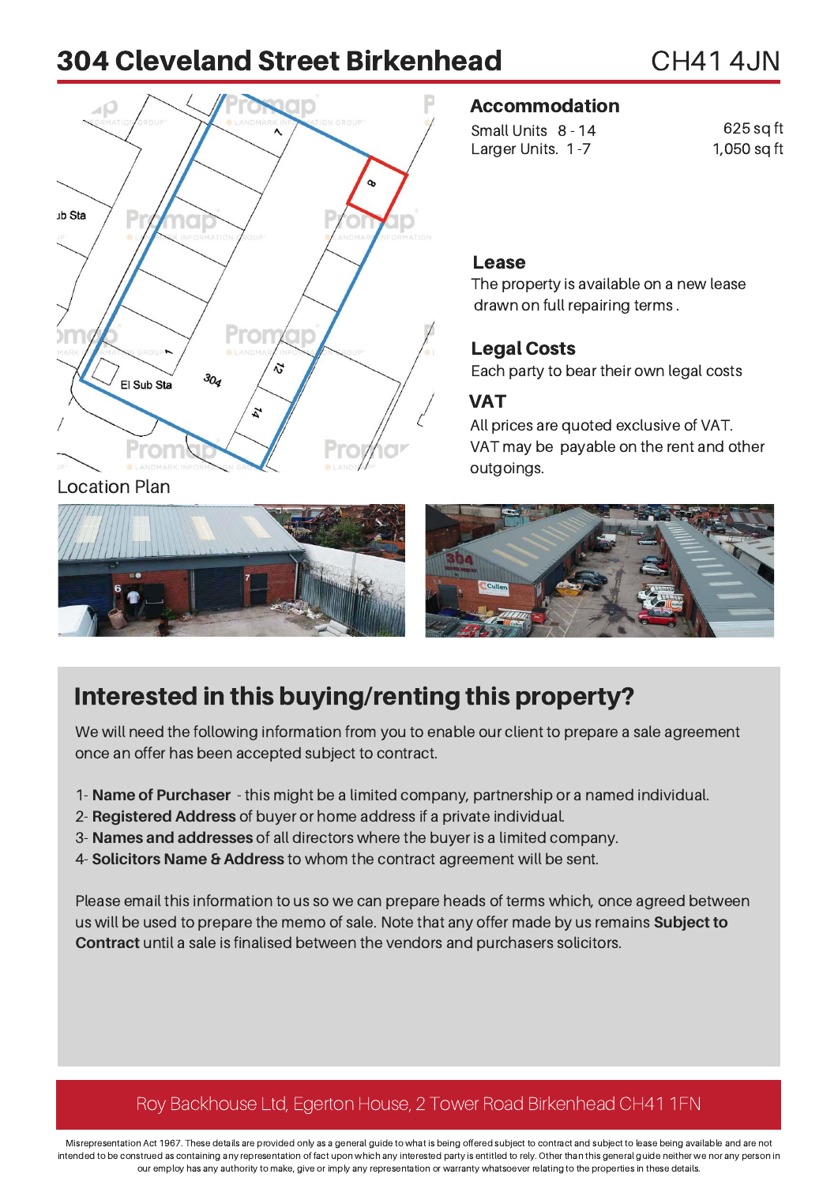# 304 Cleveland Street Birkenhead CH41 4JN

Location Plan

## Accommodation

| | |
|---|---|
| Small Units 8 - 14 | 625 sq ft |
| Larger Units. 1 -7 | 1,050 sq ft |

## Lease

The property is available on a new lease drawn on full repairing terms .

## Legal Costs

Each party to bear their own legal costs

## VAT

All prices are quoted exclusive of VAT. VAT may be payable on the rent and other outgoings.

## Interested in this buying/renting this property?

We will need the following information from you to enable our client to prepare a sale agreement once an offer has been accepted subject to contract.

1- **Name of Purchaser** - this might be a limited company, partnership or a named individual.
2- **Registered Address** of buyer or home address if a private individual.
3- **Names and addresses** of all directors where the buyer is a limited company.
4- **Solicitors Name & Address** to whom the contract agreement will be sent.

Please email this information to us so we can prepare heads of terms which, once agreed between us will be used to prepare the memo of sale. Note that any offer made by us remains **Subject to Contract** until a sale is finalised between the vendors and purchasers solicitors.

Roy Backhouse Ltd, Egerton House, 2 Tower Road Birkenhead CH41 1FN

Misrepresentation Act 1967. These details are provided only as a general guide to what is being offered subject to contract and subject to lease being available and are not intended to be construed as containing any representation of fact upon which any interested party is entitled to rely. Other than this general guide neither we nor any person in our employ has any authority to make, give or imply any representation or warranty whatsoever relating to the properties in these details.